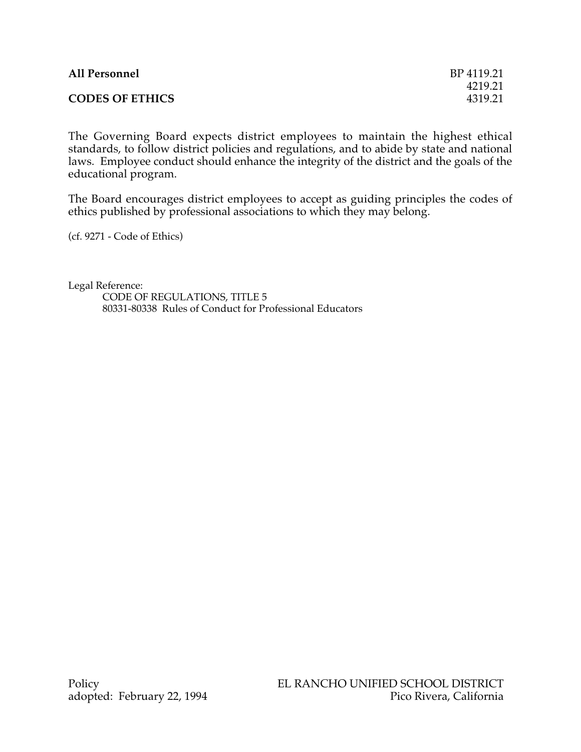**All Personnel** BP 4119.21
4219.21
**CODES OF ETHICS** 4319.21

The Governing Board expects district employees to maintain the highest ethical standards, to follow district policies and regulations, and to abide by state and national laws. Employee conduct should enhance the integrity of the district and the goals of the educational program.

The Board encourages district employees to accept as guiding principles the codes of ethics published by professional associations to which they may belong.

(cf. 9271 - Code of Ethics)

Legal Reference:
CODE OF REGULATIONS, TITLE 5
80331-80338 Rules of Conduct for Professional Educators

Policy
adopted: February 22, 1994

EL RANCHO UNIFIED SCHOOL DISTRICT
Pico Rivera, California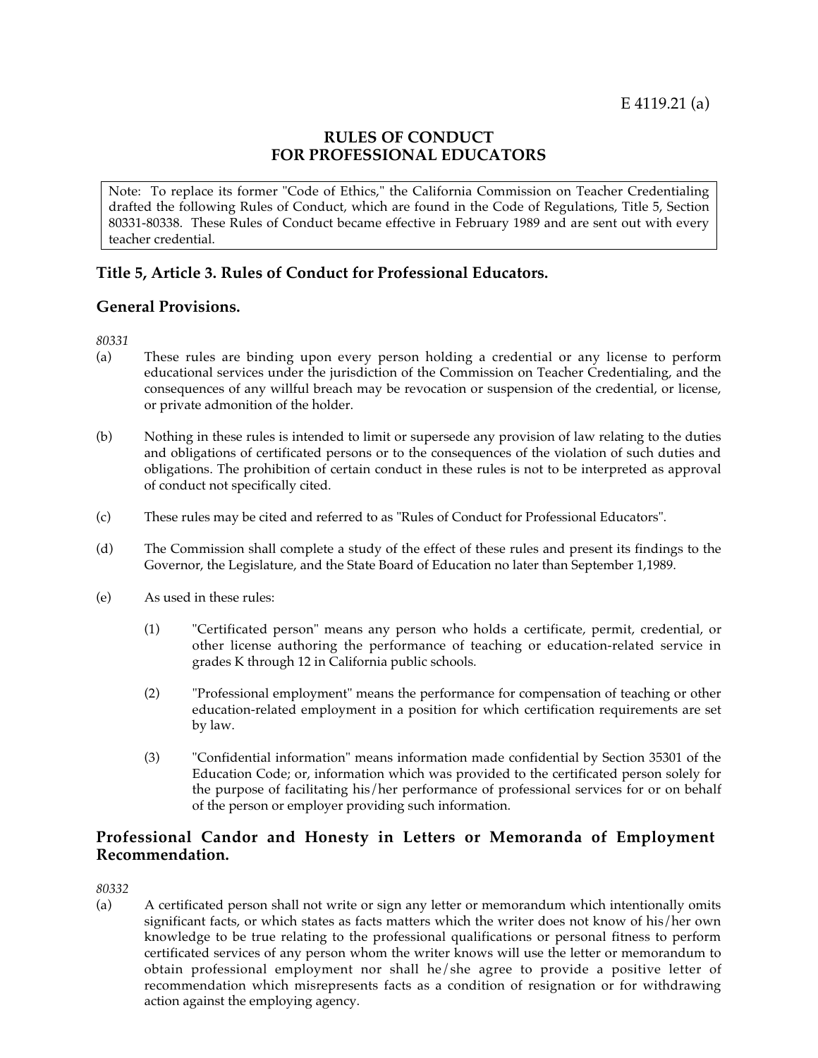E 4119.21 (a)

## RULES OF CONDUCT FOR PROFESSIONAL EDUCATORS

Note: To replace its former "Code of Ethics," the California Commission on Teacher Credentialing drafted the following Rules of Conduct, which are found in the Code of Regulations, Title 5, Section 80331-80338. These Rules of Conduct became effective in February 1989 and are sent out with every teacher credential.

## Title 5, Article 3. Rules of Conduct for Professional Educators.

## General Provisions.

*80331*

(a) These rules are binding upon every person holding a credential or any license to perform educational services under the jurisdiction of the Commission on Teacher Credentialing, and the consequences of any willful breach may be revocation or suspension of the credential, or license, or private admonition of the holder.

(b) Nothing in these rules is intended to limit or supersede any provision of law relating to the duties and obligations of certificated persons or to the consequences of the violation of such duties and obligations. The prohibition of certain conduct in these rules is not to be interpreted as approval of conduct not specifically cited.

(c) These rules may be cited and referred to as "Rules of Conduct for Professional Educators".

(d) The Commission shall complete a study of the effect of these rules and present its findings to the Governor, the Legislature, and the State Board of Education no later than September 1,1989.

(e) As used in these rules:

  (1) "Certificated person" means any person who holds a certificate, permit, credential, or other license authoring the performance of teaching or education-related service in grades K through 12 in California public schools.

  (2) "Professional employment" means the performance for compensation of teaching or other education-related employment in a position for which certification requirements are set by law.

  (3) "Confidential information" means information made confidential by Section 35301 of the Education Code; or, information which was provided to the certificated person solely for the purpose of facilitating his/her performance of professional services for or on behalf of the person or employer providing such information.

## Professional Candor and Honesty in Letters or Memoranda of Employment Recommendation.

*80332*

(a) A certificated person shall not write or sign any letter or memorandum which intentionally omits significant facts, or which states as facts matters which the writer does not know of his/her own knowledge to be true relating to the professional qualifications or personal fitness to perform certificated services of any person whom the writer knows will use the letter or memorandum to obtain professional employment nor shall he/she agree to provide a positive letter of recommendation which misrepresents facts as a condition of resignation or for withdrawing action against the employing agency.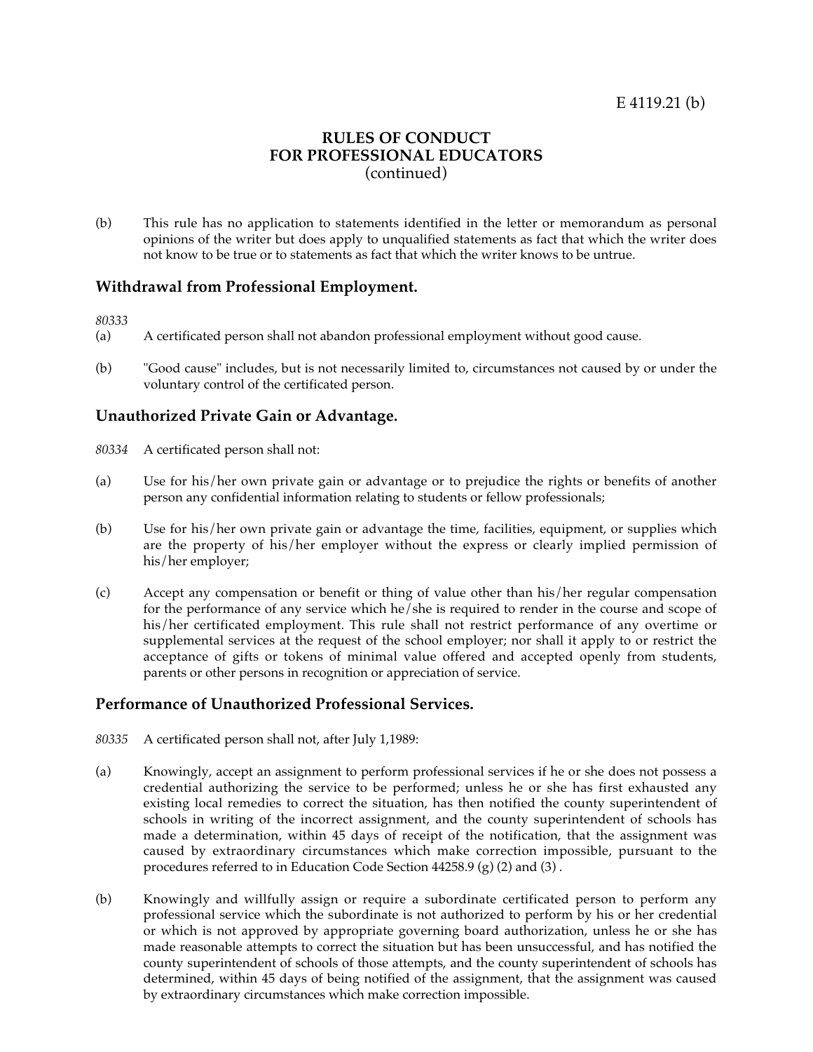(b) This rule has no application to statements identified in the letter or memorandum as personal opinions of the writer but does apply to unqualified statements as fact that which the writer does not know to be true or to statements as fact that which the writer knows to be untrue.

## Withdrawal from Professional Employment.

*80333*

(a) A certificated person shall not abandon professional employment without good cause.

(b) "Good cause" includes, but is not necessarily limited to, circumstances not caused by or under the voluntary control of the certificated person.

## Unauthorized Private Gain or Advantage.

*80334* A certificated person shall not:

(a) Use for his/her own private gain or advantage or to prejudice the rights or benefits of another person any confidential information relating to students or fellow professionals;

(b) Use for his/her own private gain or advantage the time, facilities, equipment, or supplies which are the property of his/her employer without the express or clearly implied permission of his/her employer;

(c) Accept any compensation or benefit or thing of value other than his/her regular compensation for the performance of any service which he/she is required to render in the course and scope of his/her certificated employment. This rule shall not restrict performance of any overtime or supplemental services at the request of the school employer; nor shall it apply to or restrict the acceptance of gifts or tokens of minimal value offered and accepted openly from students, parents or other persons in recognition or appreciation of service.

## Performance of Unauthorized Professional Services.

*80335* A certificated person shall not, after July 1,1989:

(a) Knowingly, accept an assignment to perform professional services if he or she does not possess a credential authorizing the service to be performed; unless he or she has first exhausted any existing local remedies to correct the situation, has then notified the county superintendent of schools in writing of the incorrect assignment, and the county superintendent of schools has made a determination, within 45 days of receipt of the notification, that the assignment was caused by extraordinary circumstances which make correction impossible, pursuant to the procedures referred to in Education Code Section 44258.9 (g) (2) and (3) .

(b) Knowingly and willfully assign or require a subordinate certificated person to perform any professional service which the subordinate is not authorized to perform by his or her credential or which is not approved by appropriate governing board authorization, unless he or she has made reasonable attempts to correct the situation but has been unsuccessful, and has notified the county superintendent of schools of those attempts, and the county superintendent of schools has determined, within 45 days of being notified of the assignment, that the assignment was caused by extraordinary circumstances which make correction impossible.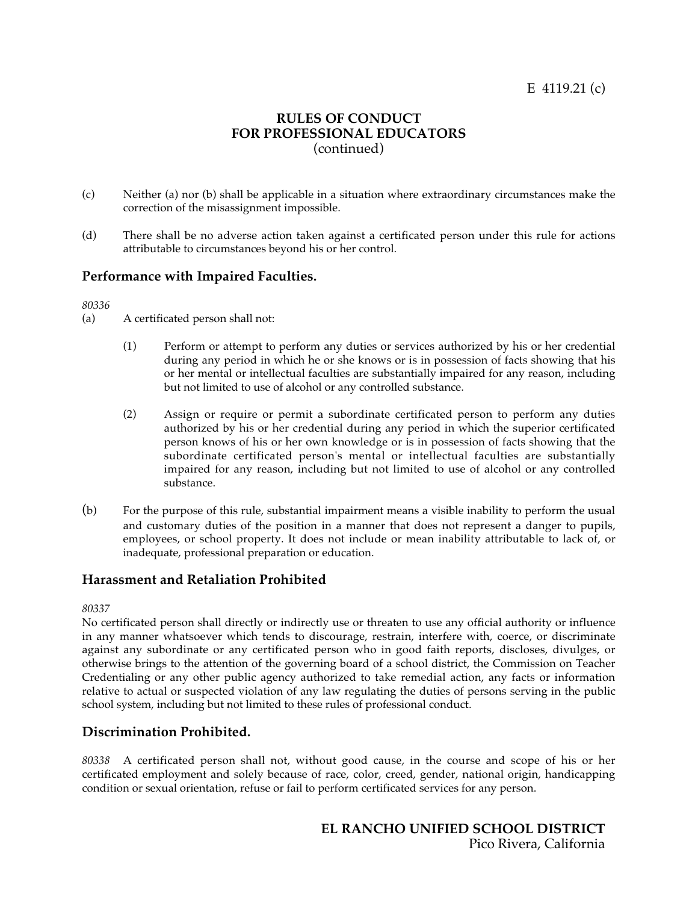E 4119.21 (c)

**RULES OF CONDUCT**
**FOR PROFESSIONAL EDUCATORS**
(continued)

(c) Neither (a) nor (b) shall be applicable in a situation where extraordinary circumstances make the correction of the misassignment impossible.

(d) There shall be no adverse action taken against a certificated person under this rule for actions attributable to circumstances beyond his or her control.

## Performance with Impaired Faculties.

*80336*

(a) A certificated person shall not:

(1) Perform or attempt to perform any duties or services authorized by his or her credential during any period in which he or she knows or is in possession of facts showing that his or her mental or intellectual faculties are substantially impaired for any reason, including but not limited to use of alcohol or any controlled substance.

(2) Assign or require or permit a subordinate certificated person to perform any duties authorized by his or her credential during any period in which the superior certificated person knows of his or her own knowledge or is in possession of facts showing that the subordinate certificated person's mental or intellectual faculties are substantially impaired for any reason, including but not limited to use of alcohol or any controlled substance.

(b) For the purpose of this rule, substantial impairment means a visible inability to perform the usual and customary duties of the position in a manner that does not represent a danger to pupils, employees, or school property. It does not include or mean inability attributable to lack of, or inadequate, professional preparation or education.

## Harassment and Retaliation Prohibited

*80337*

No certificated person shall directly or indirectly use or threaten to use any official authority or influence in any manner whatsoever which tends to discourage, restrain, interfere with, coerce, or discriminate against any subordinate or any certificated person who in good faith reports, discloses, divulges, or otherwise brings to the attention of the governing board of a school district, the Commission on Teacher Credentialing or any other public agency authorized to take remedial action, any facts or information relative to actual or suspected violation of any law regulating the duties of persons serving in the public school system, including but not limited to these rules of professional conduct.

## Discrimination Prohibited.

*80338* A certificated person shall not, without good cause, in the course and scope of his or her certificated employment and solely because of race, color, creed, gender, national origin, handicapping condition or sexual orientation, refuse or fail to perform certificated services for any person.

**EL RANCHO UNIFIED SCHOOL DISTRICT**
Pico Rivera, California